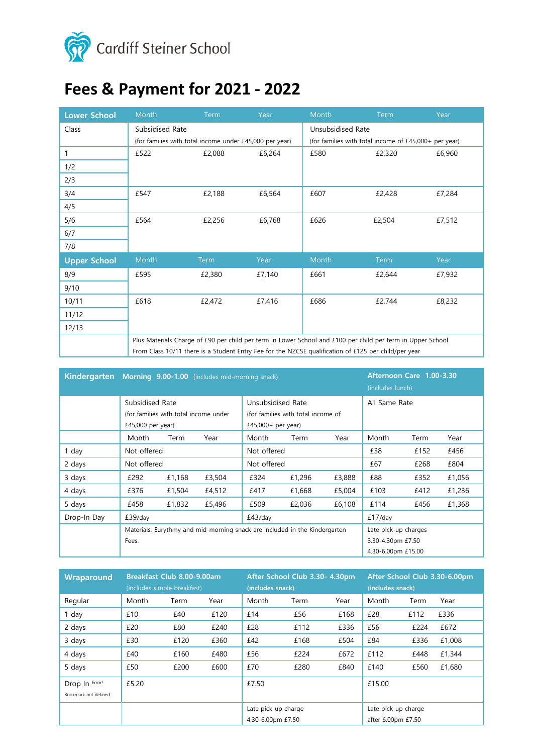Cardiff Steiner School

# Fees & Payment for 2021 - 2022

| Lower School | Month | Term | Year | Month | Term | Year |
|---|---|---|---|---|---|---|
| Class | Subsidised Rate (for families with total income under £45,000 per year) | | | Unsubsidised Rate (for families with total income of £45,000+ per year) | | |
| 1 | £522 | £2,088 | £6,264 | £580 | £2,320 | £6,960 |
| 1/2 | | | | | | |
| 2/3 | | | | | | |
| 3/4 | £547 | £2,188 | £6,564 | £607 | £2,428 | £7,284 |
| 4/5 | | | | | | |
| 5/6 | £564 | £2,256 | £6,768 | £626 | £2,504 | £7,512 |
| 6/7 | | | | | | |
| 7/8 | | | | | | |
| **Upper School** | Month | Term | Year | Month | Term | Year |
| 8/9 | £595 | £2,380 | £7,140 | £661 | £2,644 | £7,932 |
| 9/10 | | | | | | |
| 10/11 | £618 | £2,472 | £7,416 | £686 | £2,744 | £8,232 |
| 11/12 | | | | | | |
| 12/13 | | | | | | |
| | Plus Materials Charge of £90 per child per term in Lower School and £100 per child per term in Upper School. From Class 10/11 there is a Student Entry Fee for the NZCSE qualification of £125 per child/per year | | | | | |

| Kindergarten | Morning 9.00-1.00 (includes mid-morning snack) | | | | | | Afternoon Care 1.00-3.30 (includes lunch) | | |
|---|---|---|---|---|---|---|---|---|---|
| | Subsidised Rate (for families with total income under £45,000 per year) | | | Unsubsidised Rate (for families with total income of £45,000+ per year) | | | All Same Rate | | |
| | Month | Term | Year | Month | Term | Year | Month | Term | Year |
| 1 day | Not offered | | | Not offered | | | £38 | £152 | £456 |
| 2 days | Not offered | | | Not offered | | | £67 | £268 | £804 |
| 3 days | £292 | £1,168 | £3,504 | £324 | £1,296 | £3,888 | £88 | £352 | £1,056 |
| 4 days | £376 | £1,504 | £4,512 | £417 | £1,668 | £5,004 | £103 | £412 | £1,236 |
| 5 days | £458 | £1,832 | £5,496 | £509 | £2,036 | £6,108 | £114 | £456 | £1,368 |
| Drop-In Day | £39/day | | | £43/day | | | £17/day | | |
| | Materials, Eurythmy and mid-morning snack are included in the Kindergarten Fees. | | | | | | Late pick-up charges 3.30-4.30pm £7.50 4.30-6.00pm £15.00 | | |

| Wraparound | Breakfast Club 8.00-9.00am (includes simple breakfast) | | | After School Club 3.30- 4.30pm (includes snack) | | | After School Club 3.30-6.00pm (includes snack) | | |
|---|---|---|---|---|---|---|---|---|---|
| Regular | Month | Term | Year | Month | Term | Year | Month | Term | Year |
| 1 day | £10 | £40 | £120 | £14 | £56 | £168 | £28 | £112 | £336 |
| 2 days | £20 | £80 | £240 | £28 | £112 | £336 | £56 | £224 | £672 |
| 3 days | £30 | £120 | £360 | £42 | £168 | £504 | £84 | £336 | £1,008 |
| 4 days | £40 | £160 | £480 | £56 | £224 | £672 | £112 | £448 | £1,344 |
| 5 days | £50 | £200 | £600 | £70 | £280 | £840 | £140 | £560 | £1,680 |
| Drop In Error! Bookmark not defined. | £5.20 | | | £7.50 | | | £15.00 | | |
| | | | | Late pick-up charge 4.30-6.00pm £7.50 | | | Late pick-up charge after 6.00pm £7.50 | | |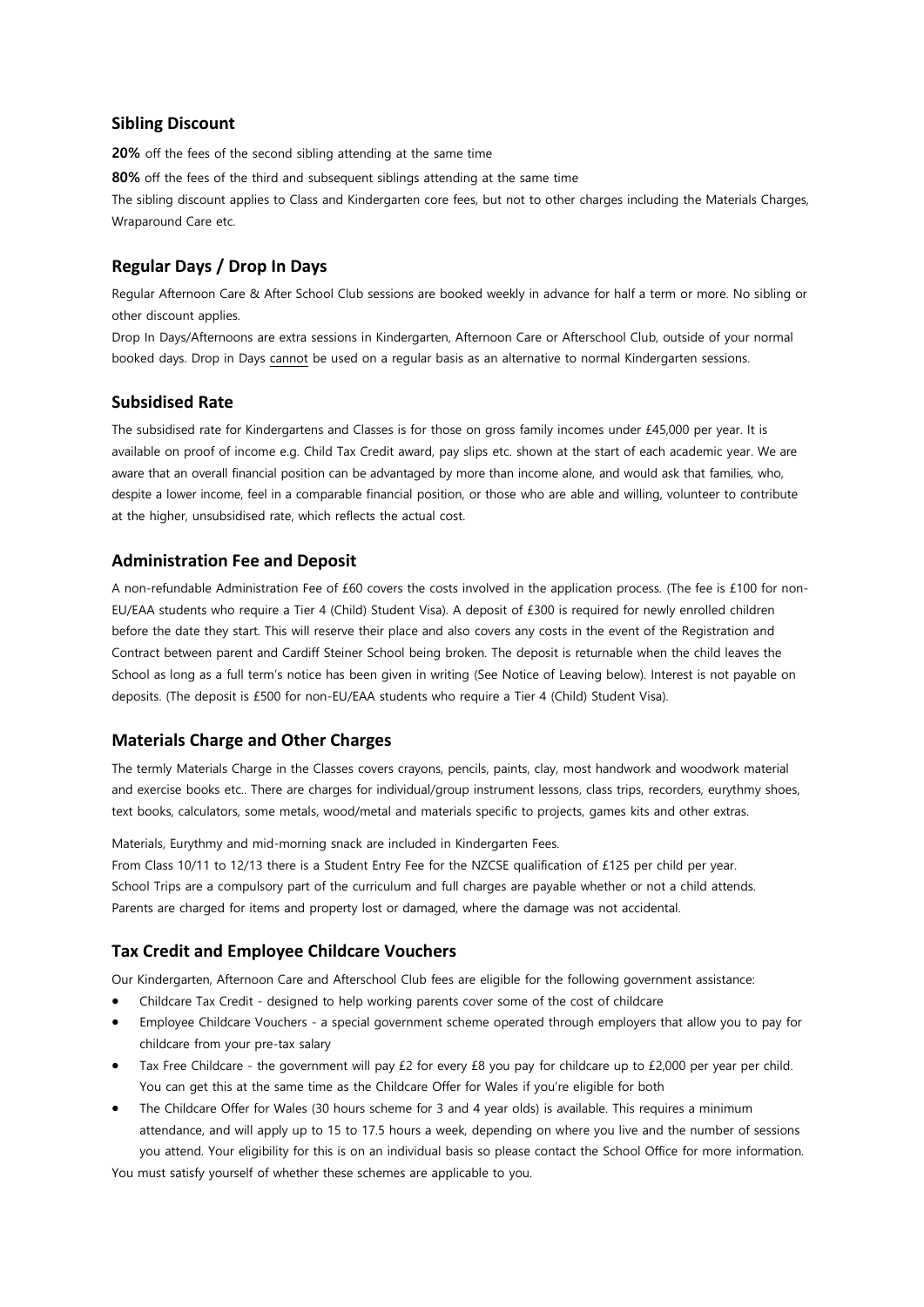## Sibling Discount

**20%** off the fees of the second sibling attending at the same time

**80%** off the fees of the third and subsequent siblings attending at the same time

The sibling discount applies to Class and Kindergarten core fees, but not to other charges including the Materials Charges, Wraparound Care etc.

## Regular Days / Drop In Days

Regular Afternoon Care & After School Club sessions are booked weekly in advance for half a term or more. No sibling or other discount applies.

Drop In Days/Afternoons are extra sessions in Kindergarten, Afternoon Care or Afterschool Club, outside of your normal booked days. Drop in Days <u>cannot</u> be used on a regular basis as an alternative to normal Kindergarten sessions.

## Subsidised Rate

The subsidised rate for Kindergartens and Classes is for those on gross family incomes under £45,000 per year. It is available on proof of income e.g. Child Tax Credit award, pay slips etc. shown at the start of each academic year. We are aware that an overall financial position can be advantaged by more than income alone, and would ask that families, who, despite a lower income, feel in a comparable financial position, or those who are able and willing, volunteer to contribute at the higher, unsubsidised rate, which reflects the actual cost.

## Administration Fee and Deposit

A non-refundable Administration Fee of £60 covers the costs involved in the application process. (The fee is £100 for non-EU/EAA students who require a Tier 4 (Child) Student Visa). A deposit of £300 is required for newly enrolled children before the date they start. This will reserve their place and also covers any costs in the event of the Registration and Contract between parent and Cardiff Steiner School being broken. The deposit is returnable when the child leaves the School as long as a full term's notice has been given in writing (See Notice of Leaving below). Interest is not payable on deposits. (The deposit is £500 for non-EU/EAA students who require a Tier 4 (Child) Student Visa).

## Materials Charge and Other Charges

The termly Materials Charge in the Classes covers crayons, pencils, paints, clay, most handwork and woodwork material and exercise books etc.. There are charges for individual/group instrument lessons, class trips, recorders, eurythmy shoes, text books, calculators, some metals, wood/metal and materials specific to projects, games kits and other extras.

Materials, Eurythmy and mid-morning snack are included in Kindergarten Fees.
From Class 10/11 to 12/13 there is a Student Entry Fee for the NZCSE qualification of £125 per child per year.
School Trips are a compulsory part of the curriculum and full charges are payable whether or not a child attends.
Parents are charged for items and property lost or damaged, where the damage was not accidental.

## Tax Credit and Employee Childcare Vouchers

Our Kindergarten, Afternoon Care and Afterschool Club fees are eligible for the following government assistance:

- Childcare Tax Credit - designed to help working parents cover some of the cost of childcare
- Employee Childcare Vouchers - a special government scheme operated through employers that allow you to pay for childcare from your pre-tax salary
- Tax Free Childcare - the government will pay £2 for every £8 you pay for childcare up to £2,000 per year per child. You can get this at the same time as the Childcare Offer for Wales if you're eligible for both
- The Childcare Offer for Wales (30 hours scheme for 3 and 4 year olds) is available. This requires a minimum attendance, and will apply up to 15 to 17.5 hours a week, depending on where you live and the number of sessions you attend. Your eligibility for this is on an individual basis so please contact the School Office for more information.

You must satisfy yourself of whether these schemes are applicable to you.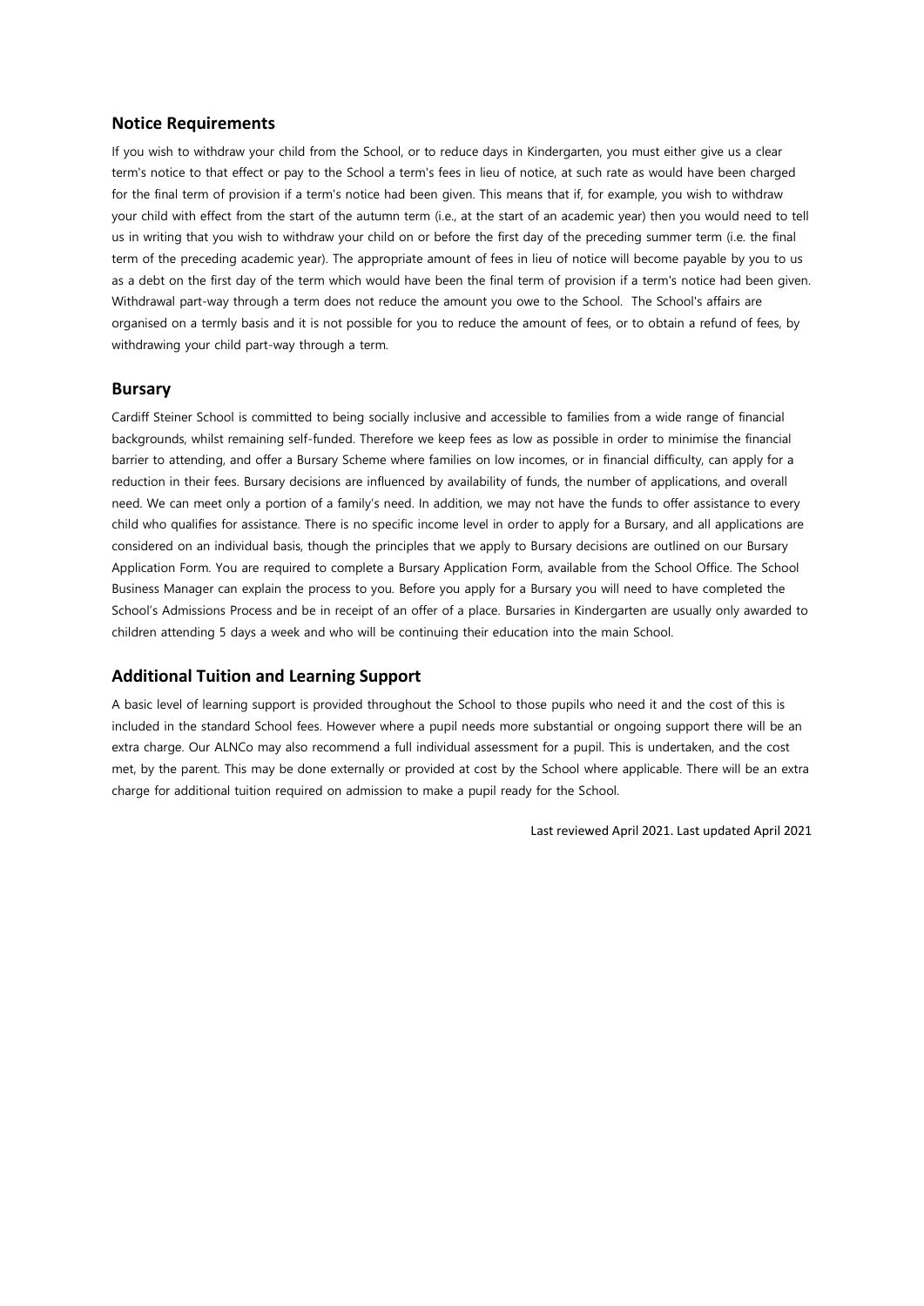## Notice Requirements

If you wish to withdraw your child from the School, or to reduce days in Kindergarten, you must either give us a clear term's notice to that effect or pay to the School a term's fees in lieu of notice, at such rate as would have been charged for the final term of provision if a term's notice had been given. This means that if, for example, you wish to withdraw your child with effect from the start of the autumn term (i.e., at the start of an academic year) then you would need to tell us in writing that you wish to withdraw your child on or before the first day of the preceding summer term (i.e. the final term of the preceding academic year). The appropriate amount of fees in lieu of notice will become payable by you to us as a debt on the first day of the term which would have been the final term of provision if a term's notice had been given. Withdrawal part-way through a term does not reduce the amount you owe to the School. The School's affairs are organised on a termly basis and it is not possible for you to reduce the amount of fees, or to obtain a refund of fees, by withdrawing your child part-way through a term.

## Bursary

Cardiff Steiner School is committed to being socially inclusive and accessible to families from a wide range of financial backgrounds, whilst remaining self-funded. Therefore we keep fees as low as possible in order to minimise the financial barrier to attending, and offer a Bursary Scheme where families on low incomes, or in financial difficulty, can apply for a reduction in their fees. Bursary decisions are influenced by availability of funds, the number of applications, and overall need. We can meet only a portion of a family's need. In addition, we may not have the funds to offer assistance to every child who qualifies for assistance. There is no specific income level in order to apply for a Bursary, and all applications are considered on an individual basis, though the principles that we apply to Bursary decisions are outlined on our Bursary Application Form. You are required to complete a Bursary Application Form, available from the School Office. The School Business Manager can explain the process to you. Before you apply for a Bursary you will need to have completed the School's Admissions Process and be in receipt of an offer of a place. Bursaries in Kindergarten are usually only awarded to children attending 5 days a week and who will be continuing their education into the main School.

## Additional Tuition and Learning Support

A basic level of learning support is provided throughout the School to those pupils who need it and the cost of this is included in the standard School fees. However where a pupil needs more substantial or ongoing support there will be an extra charge. Our ALNCo may also recommend a full individual assessment for a pupil. This is undertaken, and the cost met, by the parent. This may be done externally or provided at cost by the School where applicable. There will be an extra charge for additional tuition required on admission to make a pupil ready for the School.

Last reviewed April 2021. Last updated April 2021